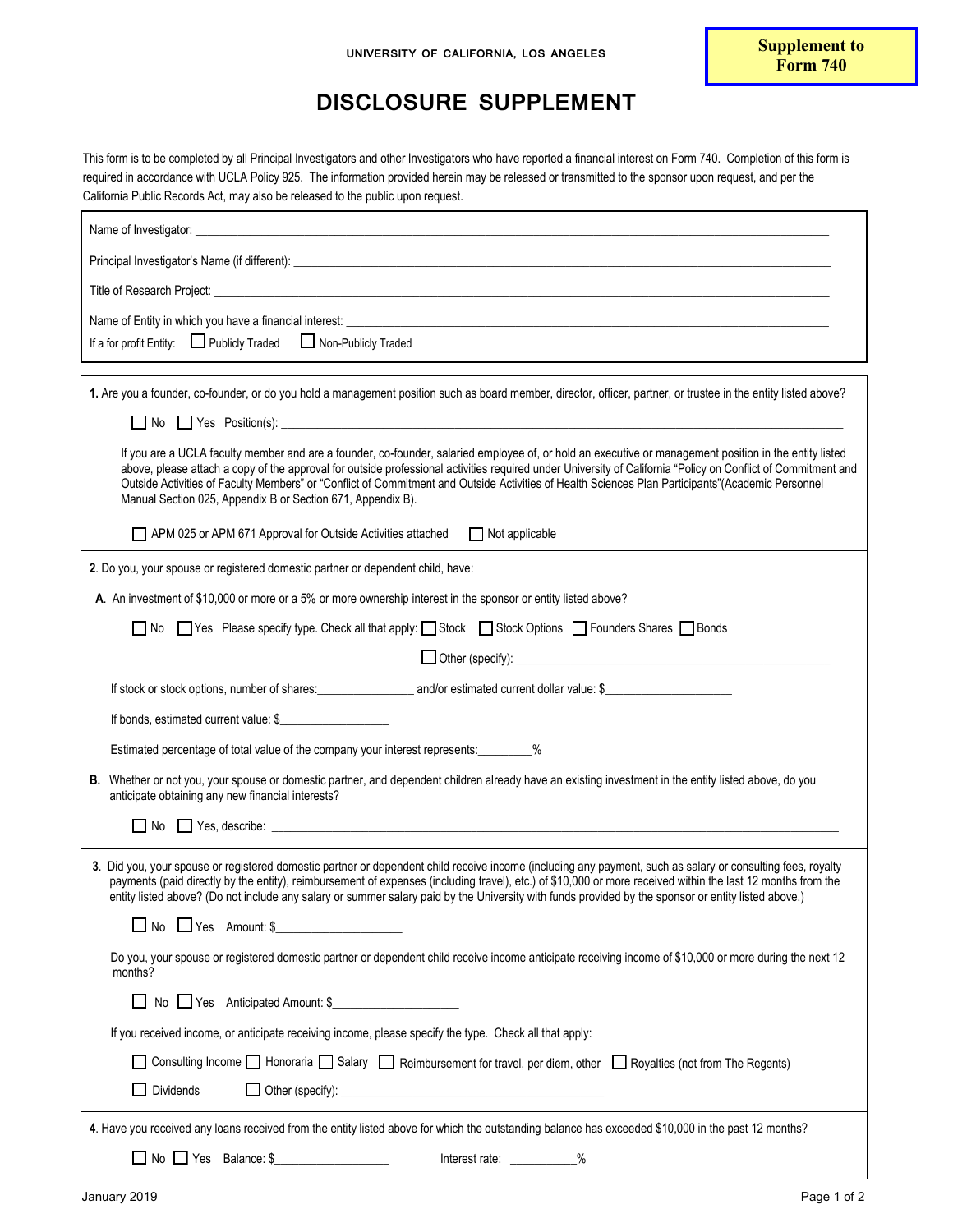UNIVERSITY OF CALIFORNIA, LOS ANGELES

**Supplement to Form 740**

# DISCLOSURE SUPPLEMENT

This form is to be completed by all Principal Investigators and other Investigators who have reported a financial interest on Form 740. Completion of this form is required in accordance with UCLA Policy 925. The information provided herein may be released or transmitted to the sponsor upon request, and per the California Public Records Act, may also be released to the public upon request.

Name of Investigator: ______________________________

Principal Investigator's Name (if different): ______________________________

Title of Research Project: ______________________________

Name of Entity in which you have a financial interest: ______________________________

If a for profit Entity: ☐ Publicly Traded ☐ Non-Publicly Traded

**1.** Are you a founder, co-founder, or do you hold a management position such as board member, director, officer, partner, or trustee in the entity listed above?

☐ No ☐ Yes Position(s): ______________________________

If you are a UCLA faculty member and are a founder, co-founder, salaried employee of, or hold an executive or management position in the entity listed above, please attach a copy of the approval for outside professional activities required under University of California "Policy on Conflict of Commitment and Outside Activities of Faculty Members" or "Conflict of Commitment and Outside Activities of Health Sciences Plan Participants"(Academic Personnel Manual Section 025, Appendix B or Section 671, Appendix B).

☐ APM 025 or APM 671 Approval for Outside Activities attached ☐ Not applicable

**2**. Do you, your spouse or registered domestic partner or dependent child, have:

**A**. An investment of $10,000 or more or a 5% or more ownership interest in the sponsor or entity listed above?

☐ No ☐ Yes Please specify type. Check all that apply: ☐ Stock ☐ Stock Options ☐ Founders Shares ☐ Bonds

☐ Other (specify): ______________________________

If stock or stock options, number of shares:________________ and/or estimated current dollar value: $____________________

If bonds, estimated current value: $__________________

Estimated percentage of total value of the company your interest represents:_________%

**B.** Whether or not you, your spouse or domestic partner, and dependent children already have an existing investment in the entity listed above, do you anticipate obtaining any new financial interests?

☐ No ☐ Yes, describe: ______________________________

**3**. Did you, your spouse or registered domestic partner or dependent child receive income (including any payment, such as salary or consulting fees, royalty payments (paid directly by the entity), reimbursement of expenses (including travel), etc.) of $10,000 or more received within the last 12 months from the entity listed above? (Do not include any salary or summer salary paid by the University with funds provided by the sponsor or entity listed above.)

☐ No ☐ Yes Amount: $____________________

Do you, your spouse or registered domestic partner or dependent child receive income anticipate receiving income of $10,000 or more during the next 12 months?

☐ No ☐ Yes Anticipated Amount: $____________________

If you received income, or anticipate receiving income, please specify the type. Check all that apply:

☐ Consulting Income ☐ Honoraria ☐ Salary ☐ Reimbursement for travel, per diem, other ☐ Royalties (not from The Regents)

☐ Dividends ☐ Other (specify): ______________________________

**4**. Have you received any loans received from the entity listed above for which the outstanding balance has exceeded $10,000 in the past 12 months?

☐ No ☐ Yes Balance: $__________________ Interest rate: __________%

January 2019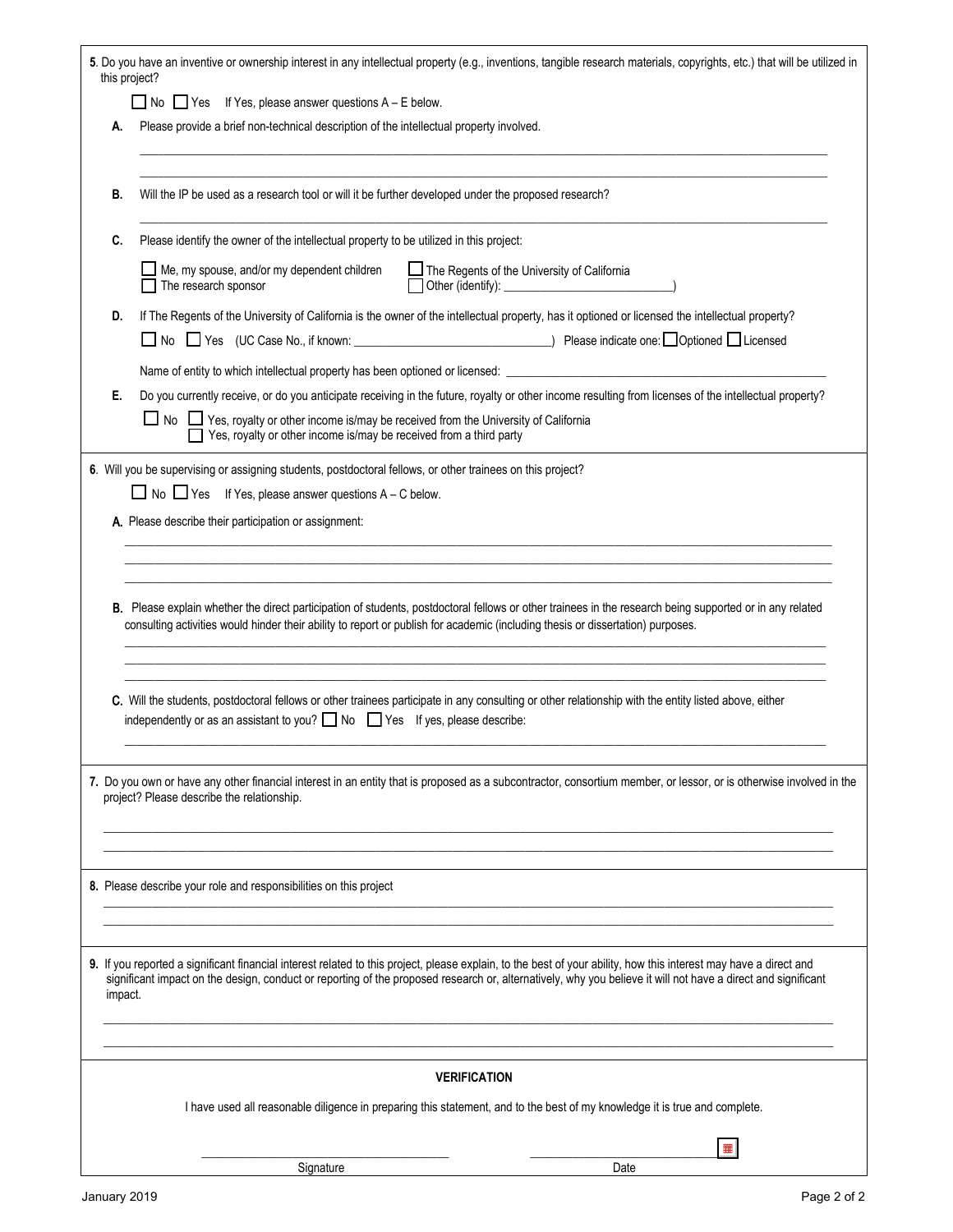**5**. Do you have an inventive or ownership interest in any intellectual property (e.g., inventions, tangible research materials, copyrights, etc.) that will be utilized in this project?

☐ No ☐ Yes If Yes, please answer questions A – E below.

**A.** Please provide a brief non-technical description of the intellectual property involved.

\_\_\_\_\_\_\_\_\_\_\_\_\_\_\_\_\_\_\_\_\_\_\_\_\_\_\_\_\_\_\_\_\_\_\_\_\_\_\_\_\_\_\_\_\_\_\_\_\_\_\_\_\_\_\_\_\_\_\_\_\_\_\_\_\_\_\_\_\_\_\_\_

\_\_\_\_\_\_\_\_\_\_\_\_\_\_\_\_\_\_\_\_\_\_\_\_\_\_\_\_\_\_\_\_\_\_\_\_\_\_\_\_\_\_\_\_\_\_\_\_\_\_\_\_\_\_\_\_\_\_\_\_\_\_\_\_\_\_\_\_\_\_\_\_

**B.** Will the IP be used as a research tool or will it be further developed under the proposed research?

\_\_\_\_\_\_\_\_\_\_\_\_\_\_\_\_\_\_\_\_\_\_\_\_\_\_\_\_\_\_\_\_\_\_\_\_\_\_\_\_\_\_\_\_\_\_\_\_\_\_\_\_\_\_\_\_\_\_\_\_\_\_\_\_\_\_\_\_\_\_\_\_

**C.** Please identify the owner of the intellectual property to be utilized in this project:

☐ Me, my spouse, and/or my dependent children ☐ The Regents of the University of California
☐ The research sponsor ☐ Other (identify): \_\_\_\_\_\_\_\_\_\_\_\_\_\_\_\_\_\_\_\_\_\_\_\_\_\_\_\_)

**D.** If The Regents of the University of California is the owner of the intellectual property, has it optioned or licensed the intellectual property?

☐ No ☐ Yes (UC Case No., if known: \_\_\_\_\_\_\_\_\_\_\_\_\_\_\_\_\_\_\_\_\_\_\_\_\_\_\_\_\_\_\_\_) Please indicate one: ☐ Optioned ☐ Licensed

Name of entity to which intellectual property has been optioned or licensed: \_\_\_\_\_\_\_\_\_\_\_\_\_\_\_\_\_\_\_\_\_\_\_\_\_\_\_\_\_\_\_\_\_\_\_\_\_\_\_\_\_\_\_\_\_\_\_\_\_\_

**E.** Do you currently receive, or do you anticipate receiving in the future, royalty or other income resulting from licenses of the intellectual property?

☐ No ☐ Yes, royalty or other income is/may be received from the University of California
☐ Yes, royalty or other income is/may be received from a third party

**6**. Will you be supervising or assigning students, postdoctoral fellows, or other trainees on this project?

☐ No ☐ Yes If Yes, please answer questions A – C below.

**A.** Please describe their participation or assignment:

\_\_\_\_\_\_\_\_\_\_\_\_\_\_\_\_\_\_\_\_\_\_\_\_\_\_\_\_\_\_\_\_\_\_\_\_\_\_\_\_\_\_\_\_\_\_\_\_\_\_\_\_\_\_\_\_\_\_\_\_\_\_\_\_\_\_\_\_\_\_\_\_

\_\_\_\_\_\_\_\_\_\_\_\_\_\_\_\_\_\_\_\_\_\_\_\_\_\_\_\_\_\_\_\_\_\_\_\_\_\_\_\_\_\_\_\_\_\_\_\_\_\_\_\_\_\_\_\_\_\_\_\_\_\_\_\_\_\_\_\_\_\_\_\_

\_\_\_\_\_\_\_\_\_\_\_\_\_\_\_\_\_\_\_\_\_\_\_\_\_\_\_\_\_\_\_\_\_\_\_\_\_\_\_\_\_\_\_\_\_\_\_\_\_\_\_\_\_\_\_\_\_\_\_\_\_\_\_\_\_\_\_\_\_\_\_\_

**B.** Please explain whether the direct participation of students, postdoctoral fellows or other trainees in the research being supported or in any related consulting activities would hinder their ability to report or publish for academic (including thesis or dissertation) purposes.

\_\_\_\_\_\_\_\_\_\_\_\_\_\_\_\_\_\_\_\_\_\_\_\_\_\_\_\_\_\_\_\_\_\_\_\_\_\_\_\_\_\_\_\_\_\_\_\_\_\_\_\_\_\_\_\_\_\_\_\_\_\_\_\_\_\_\_\_\_\_\_\_

\_\_\_\_\_\_\_\_\_\_\_\_\_\_\_\_\_\_\_\_\_\_\_\_\_\_\_\_\_\_\_\_\_\_\_\_\_\_\_\_\_\_\_\_\_\_\_\_\_\_\_\_\_\_\_\_\_\_\_\_\_\_\_\_\_\_\_\_\_\_\_\_

\_\_\_\_\_\_\_\_\_\_\_\_\_\_\_\_\_\_\_\_\_\_\_\_\_\_\_\_\_\_\_\_\_\_\_\_\_\_\_\_\_\_\_\_\_\_\_\_\_\_\_\_\_\_\_\_\_\_\_\_\_\_\_\_\_\_\_\_\_\_\_\_

**C.** Will the students, postdoctoral fellows or other trainees participate in any consulting or other relationship with the entity listed above, either independently or as an assistant to you? ☐ No ☐ Yes If yes, please describe:

\_\_\_\_\_\_\_\_\_\_\_\_\_\_\_\_\_\_\_\_\_\_\_\_\_\_\_\_\_\_\_\_\_\_\_\_\_\_\_\_\_\_\_\_\_\_\_\_\_\_\_\_\_\_\_\_\_\_\_\_\_\_\_\_\_\_\_\_\_\_\_\_

**7.** Do you own or have any other financial interest in an entity that is proposed as a subcontractor, consortium member, or lessor, or is otherwise involved in the project? Please describe the relationship.

\_\_\_\_\_\_\_\_\_\_\_\_\_\_\_\_\_\_\_\_\_\_\_\_\_\_\_\_\_\_\_\_\_\_\_\_\_\_\_\_\_\_\_\_\_\_\_\_\_\_\_\_\_\_\_\_\_\_\_\_\_\_\_\_\_\_\_\_\_\_\_\_

\_\_\_\_\_\_\_\_\_\_\_\_\_\_\_\_\_\_\_\_\_\_\_\_\_\_\_\_\_\_\_\_\_\_\_\_\_\_\_\_\_\_\_\_\_\_\_\_\_\_\_\_\_\_\_\_\_\_\_\_\_\_\_\_\_\_\_\_\_\_\_\_

**8.** Please describe your role and responsibilities on this project

\_\_\_\_\_\_\_\_\_\_\_\_\_\_\_\_\_\_\_\_\_\_\_\_\_\_\_\_\_\_\_\_\_\_\_\_\_\_\_\_\_\_\_\_\_\_\_\_\_\_\_\_\_\_\_\_\_\_\_\_\_\_\_\_\_\_\_\_\_\_\_\_

\_\_\_\_\_\_\_\_\_\_\_\_\_\_\_\_\_\_\_\_\_\_\_\_\_\_\_\_\_\_\_\_\_\_\_\_\_\_\_\_\_\_\_\_\_\_\_\_\_\_\_\_\_\_\_\_\_\_\_\_\_\_\_\_\_\_\_\_\_\_\_\_

**9.** If you reported a significant financial interest related to this project, please explain, to the best of your ability, how this interest may have a direct and significant impact on the design, conduct or reporting of the proposed research or, alternatively, why you believe it will not have a direct and significant impact.

\_\_\_\_\_\_\_\_\_\_\_\_\_\_\_\_\_\_\_\_\_\_\_\_\_\_\_\_\_\_\_\_\_\_\_\_\_\_\_\_\_\_\_\_\_\_\_\_\_\_\_\_\_\_\_\_\_\_\_\_\_\_\_\_\_\_\_\_\_\_\_\_

\_\_\_\_\_\_\_\_\_\_\_\_\_\_\_\_\_\_\_\_\_\_\_\_\_\_\_\_\_\_\_\_\_\_\_\_\_\_\_\_\_\_\_\_\_\_\_\_\_\_\_\_\_\_\_\_\_\_\_\_\_\_\_\_\_\_\_\_\_\_\_\_

## VERIFICATION

I have used all reasonable diligence in preparing this statement, and to the best of my knowledge it is true and complete.

\_\_\_\_\_\_\_\_\_\_\_\_\_\_\_\_\_\_\_\_\_\_\_\_\_\_\_\_\_\_\_\_\_\_ \_\_\_\_\_\_\_\_\_\_\_\_\_\_\_\_\_\_\_\_\_\_\_\_\_\_\_\_\_\_\_\_\_\_

Signature Date

January 2019